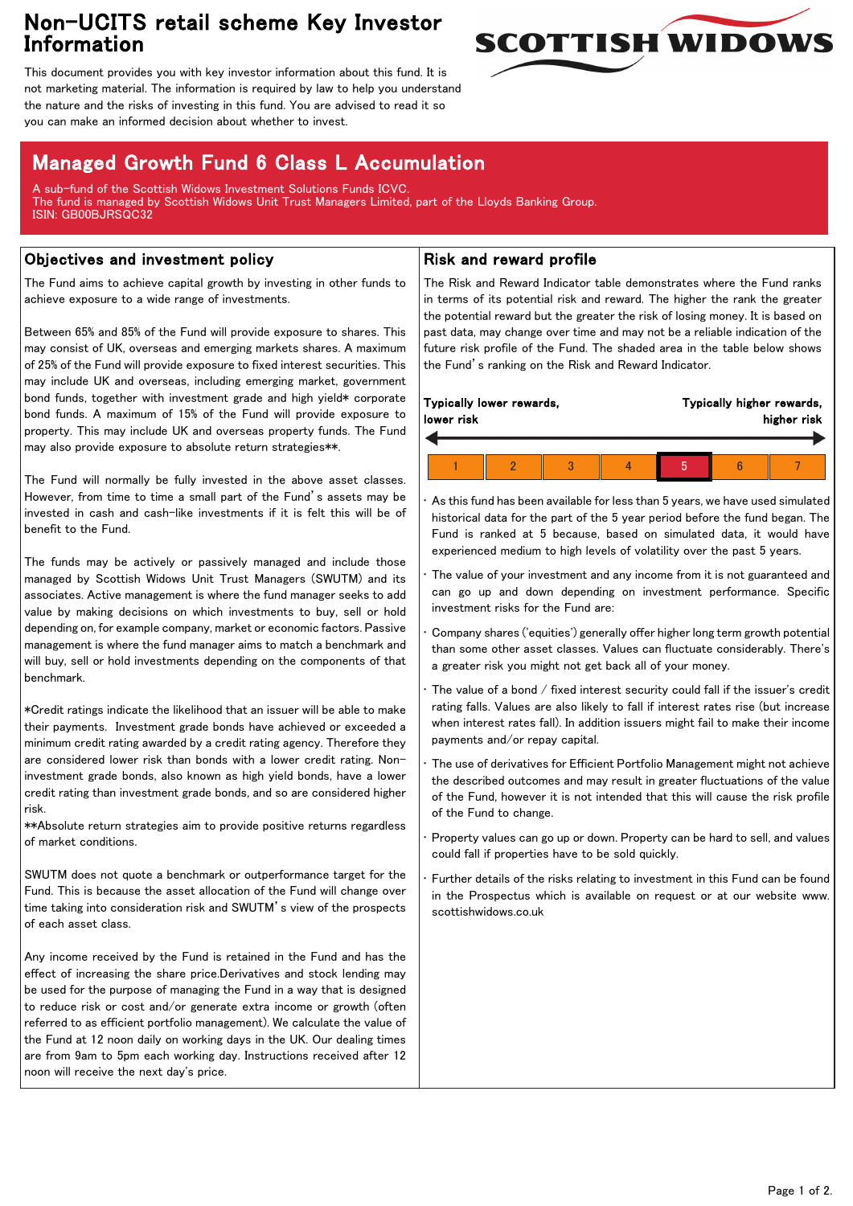# Non-UCITS retail scheme Key Investor Information

This document provides you with key investor information about this fund. It is not marketing material. The information is required by law to help you understand the nature and the risks of investing in this fund. You are advised to read it so you can make an informed decision about whether to invest.

SCOTTISH WIDOWS

## Managed Growth Fund 6 Class L Accumulation

A sub-fund of the Scottish Widows Investment Solutions Funds ICVC.
The fund is managed by Scottish Widows Unit Trust Managers Limited, part of the Lloyds Banking Group.
ISIN: GB00BJRSQC32

## Objectives and investment policy

The Fund aims to achieve capital growth by investing in other funds to achieve exposure to a wide range of investments.

Between 65% and 85% of the Fund will provide exposure to shares. This may consist of UK, overseas and emerging markets shares. A maximum of 25% of the Fund will provide exposure to fixed interest securities. This may include UK and overseas, including emerging market, government bond funds, together with investment grade and high yield* corporate bond funds. A maximum of 15% of the Fund will provide exposure to property. This may include UK and overseas property funds. The Fund may also provide exposure to absolute return strategies**.

The Fund will normally be fully invested in the above asset classes. However, from time to time a small part of the Fund's assets may be invested in cash and cash-like investments if it is felt this will be of benefit to the Fund.

The funds may be actively or passively managed and include those managed by Scottish Widows Unit Trust Managers (SWUTM) and its associates. Active management is where the fund manager seeks to add value by making decisions on which investments to buy, sell or hold depending on, for example company, market or economic factors. Passive management is where the fund manager aims to match a benchmark and will buy, sell or hold investments depending on the components of that benchmark.

*Credit ratings indicate the likelihood that an issuer will be able to make their payments. Investment grade bonds have achieved or exceeded a minimum credit rating awarded by a credit rating agency. Therefore they are considered lower risk than bonds with a lower credit rating. Non-investment grade bonds, also known as high yield bonds, have a lower credit rating than investment grade bonds, and so are considered higher risk.
**Absolute return strategies aim to provide positive returns regardless of market conditions.

SWUTM does not quote a benchmark or outperformance target for the Fund. This is because the asset allocation of the Fund will change over time taking into consideration risk and SWUTM's view of the prospects of each asset class.

Any income received by the Fund is retained in the Fund and has the effect of increasing the share price.Derivatives and stock lending may be used for the purpose of managing the Fund in a way that is designed to reduce risk or cost and/or generate extra income or growth (often referred to as efficient portfolio management). We calculate the value of the Fund at 12 noon daily on working days in the UK. Our dealing times are from 9am to 5pm each working day. Instructions received after 12 noon will receive the next day's price.

## Risk and reward profile

The Risk and Reward Indicator table demonstrates where the Fund ranks in terms of its potential risk and reward. The higher the rank the greater the potential reward but the greater the risk of losing money. It is based on past data, may change over time and may not be a reliable indication of the future risk profile of the Fund. The shaded area in the table below shows the Fund's ranking on the Risk and Reward Indicator.

**Typically lower rewards, lower risk** — **Typically higher rewards, higher risk**

| 1 | 2 | 3 | 4 | **5** | 6 | 7 |
|---|---|---|---|---|---|---|

- As this fund has been available for less than 5 years, we have used simulated historical data for the part of the 5 year period before the fund began. The Fund is ranked at 5 because, based on simulated data, it would have experienced medium to high levels of volatility over the past 5 years.
- The value of your investment and any income from it is not guaranteed and can go up and down depending on investment performance. Specific investment risks for the Fund are:
- Company shares ('equities') generally offer higher long term growth potential than some other asset classes. Values can fluctuate considerably. There's a greater risk you might not get back all of your money.
- The value of a bond / fixed interest security could fall if the issuer's credit rating falls. Values are also likely to fall if interest rates rise (but increase when interest rates fall). In addition issuers might fail to make their income payments and/or repay capital.
- The use of derivatives for Efficient Portfolio Management might not achieve the described outcomes and may result in greater fluctuations of the value of the Fund, however it is not intended that this will cause the risk profile of the Fund to change.
- Property values can go up or down. Property can be hard to sell, and values could fall if properties have to be sold quickly.
- Further details of the risks relating to investment in this Fund can be found in the Prospectus which is available on request or at our website www.scottishwidows.co.uk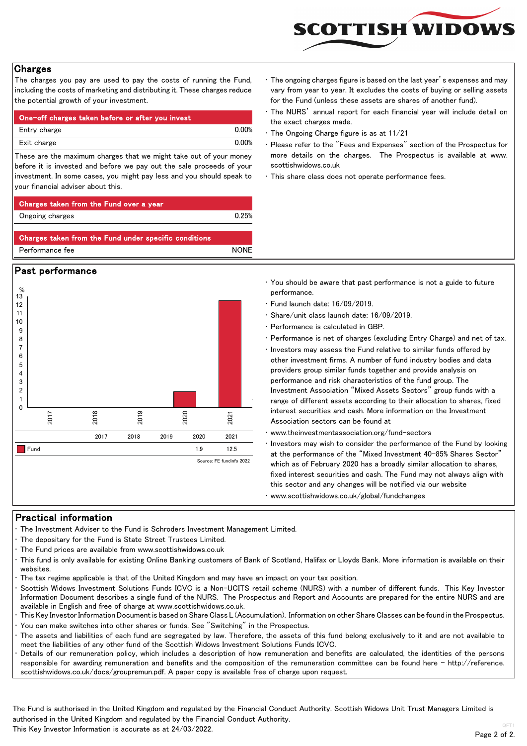## Charges

The charges you pay are used to pay the costs of running the Fund, including the costs of marketing and distributing it. These charges reduce the potential growth of your investment.

| One-off charges taken before or after you invest | |
|---|---|
| Entry charge | 0.00% |
| Exit charge | 0.00% |

These are the maximum charges that we might take out of your money before it is invested and before we pay out the sale proceeds of your investment. In some cases, you might pay less and you should speak to your financial adviser about this.

| Charges taken from the Fund over a year | |
|---|---|
| Ongoing charges | 0.25% |

| Charges taken from the Fund under specific conditions | |
|---|---|
| Performance fee | NONE |

- The ongoing charges figure is based on the last year's expenses and may vary from year to year. It excludes the costs of buying or selling assets for the Fund (unless these assets are shares of another fund).
- The NURS' annual report for each financial year will include detail on the exact charges made.
- The Ongoing Charge figure is as at 11/21
- Please refer to the "Fees and Expenses" section of the Prospectus for more details on the charges. The Prospectus is available at www.scottishwidows.co.uk
- This share class does not operate performance fees.

## Past performance

%
13
12
11
10
9
8
7
6
5
4
3
2
1
0

2017 2018 2019 2020 2021

| | 2017 | 2018 | 2019 | 2020 | 2021 |
|---|---|---|---|---|---|
| Fund | | | | 1.9 | 12.5 |

Source: FE fundinfo 2022

- You should be aware that past performance is not a guide to future performance.
- Fund launch date: 16/09/2019.
- Share/unit class launch date: 16/09/2019.
- Performance is calculated in GBP.
- Performance is net of charges (excluding Entry Charge) and net of tax.
- Investors may assess the Fund relative to similar funds offered by other investment firms. A number of fund industry bodies and data providers group similar funds together and provide analysis on performance and risk characteristics of the fund group. The Investment Association "Mixed Assets Sectors" group funds with a range of different assets according to their allocation to shares, fixed interest securities and cash. More information on the Investment Association sectors can be found at
- www.theinvestmentassociation.org/fund-sectors
- Investors may wish to consider the performance of the Fund by looking at the performance of the "Mixed Investment 40-85% Shares Sector" which as of February 2020 has a broadly similar allocation to shares, fixed interest securities and cash. The Fund may not always align with this sector and any changes will be notified via our website
- www.scottishwidows.co.uk/global/fundchanges

## Practical information

- The Investment Adviser to the Fund is Schroders Investment Management Limited.
- The depositary for the Fund is State Street Trustees Limited.
- The Fund prices are available from www.scottishwidows.co.uk
- This fund is only available for existing Online Banking customers of Bank of Scotland, Halifax or Lloyds Bank. More information is available on their websites.
- The tax regime applicable is that of the United Kingdom and may have an impact on your tax position.
- Scottish Widows Investment Solutions Funds ICVC is a Non-UCITS retail scheme (NURS) with a number of different funds. This Key Investor Information Document describes a single fund of the NURS. The Prospectus and Report and Accounts are prepared for the entire NURS and are available in English and free of charge at www.scottishwidows.co.uk.
- This Key Investor Information Document is based on Share Class L (Accumulation). Information on other Share Classes can be found in the Prospectus.
- You can make switches into other shares or funds. See "Switching" in the Prospectus.
- The assets and liabilities of each fund are segregated by law. Therefore, the assets of this fund belong exclusively to it and are not available to meet the liabilities of any other fund of the Scottish Widows Investment Solutions Funds ICVC.
- Details of our remuneration policy, which includes a description of how remuneration and benefits are calculated, the identities of the persons responsible for awarding remuneration and benefits and the composition of the remuneration committee can be found here - http://reference.scottishwidows.co.uk/docs/groupremun.pdf. A paper copy is available free of charge upon request.

The Fund is authorised in the United Kingdom and regulated by the Financial Conduct Authority. Scottish Widows Unit Trust Managers Limited is authorised in the United Kingdom and regulated by the Financial Conduct Authority.
This Key Investor Information is accurate as at 24/03/2022.